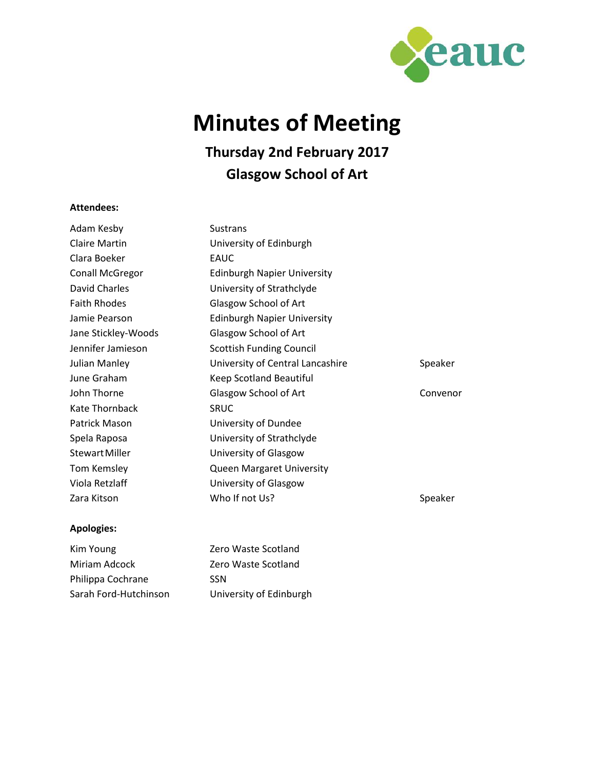# Minutes of Meeting

## Thursday 2nd February 2017
## Glasgow School of Art

**Attendees:**

| | | |
|---|---|---|
| Adam Kesby | Sustrans | |
| Claire Martin | University of Edinburgh | |
| Clara Boeker | EAUC | |
| Conall McGregor | Edinburgh Napier University | |
| David Charles | University of Strathclyde | |
| Faith Rhodes | Glasgow School of Art | |
| Jamie Pearson | Edinburgh Napier University | |
| Jane Stickley-Woods | Glasgow School of Art | |
| Jennifer Jamieson | Scottish Funding Council | |
| Julian Manley | University of Central Lancashire | Speaker |
| June Graham | Keep Scotland Beautiful | |
| John Thorne | Glasgow School of Art | Convenor |
| Kate Thornback | SRUC | |
| Patrick Mason | University of Dundee | |
| Spela Raposa | University of Strathclyde | |
| Stewart Miller | University of Glasgow | |
| Tom Kemsley | Queen Margaret University | |
| Viola Retzlaff | University of Glasgow | |
| Zara Kitson | Who If not Us? | Speaker |

**Apologies:**

| | |
|---|---|
| Kim Young | Zero Waste Scotland |
| Miriam Adcock | Zero Waste Scotland |
| Philippa Cochrane | SSN |
| Sarah Ford-Hutchinson | University of Edinburgh |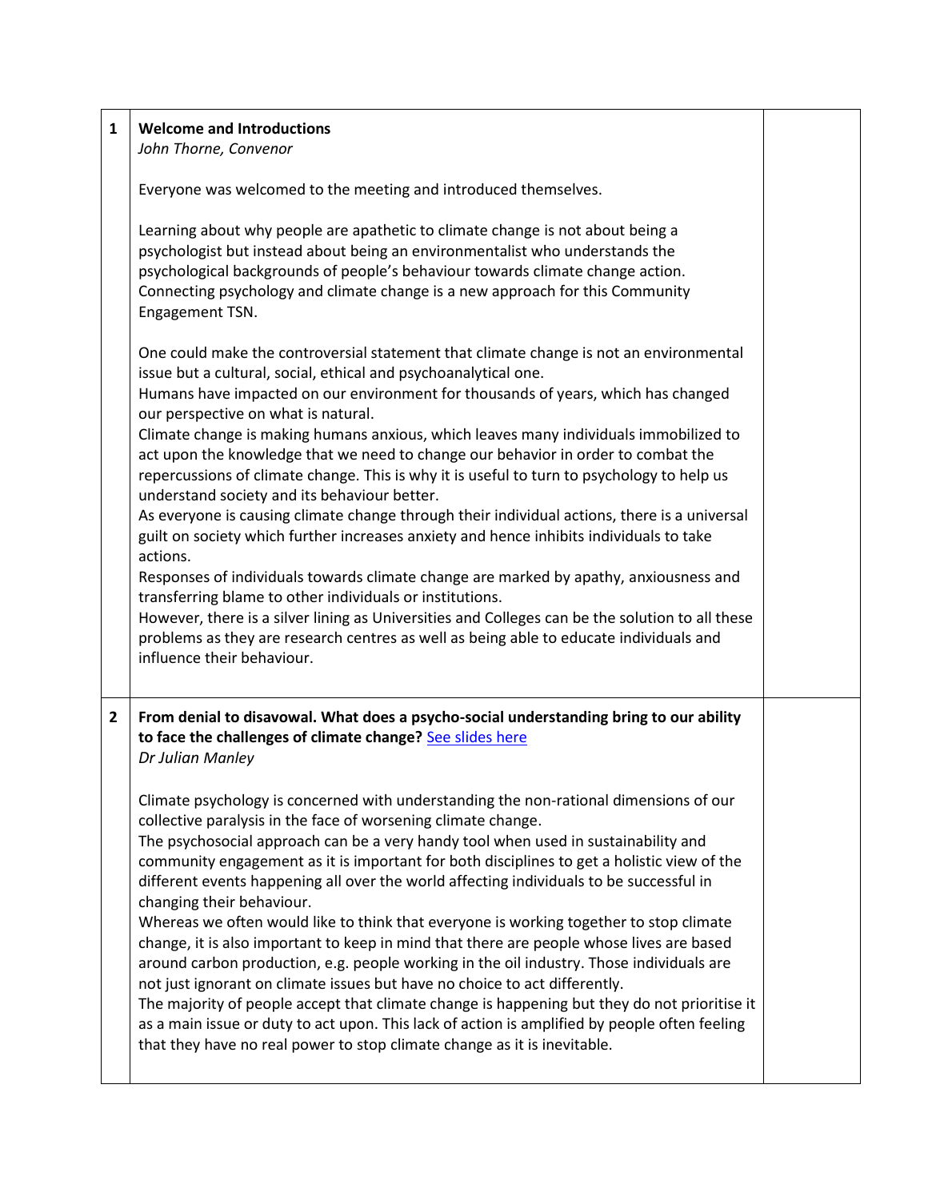| | | |
|---|---|---|
| 1 | **Welcome and Introductions**<br>*John Thorne, Convenor*<br><br>Everyone was welcomed to the meeting and introduced themselves.<br><br>Learning about why people are apathetic to climate change is not about being a psychologist but instead about being an environmentalist who understands the psychological backgrounds of people's behaviour towards climate change action. Connecting psychology and climate change is a new approach for this Community Engagement TSN.<br><br>One could make the controversial statement that climate change is not an environmental issue but a cultural, social, ethical and psychoanalytical one.<br>Humans have impacted on our environment for thousands of years, which has changed our perspective on what is natural.<br>Climate change is making humans anxious, which leaves many individuals immobilized to act upon the knowledge that we need to change our behavior in order to combat the repercussions of climate change. This is why it is useful to turn to psychology to help us understand society and its behaviour better.<br>As everyone is causing climate change through their individual actions, there is a universal guilt on society which further increases anxiety and hence inhibits individuals to take actions.<br>Responses of individuals towards climate change are marked by apathy, anxiousness and transferring blame to other individuals or institutions.<br>However, there is a silver lining as Universities and Colleges can be the solution to all these problems as they are research centres as well as being able to educate individuals and influence their behaviour. | |
| 2 | **From denial to disavowal. What does a psycho-social understanding bring to our ability to face the challenges of climate change?** See slides here<br>*Dr Julian Manley*<br><br>Climate psychology is concerned with understanding the non-rational dimensions of our collective paralysis in the face of worsening climate change.<br>The psychosocial approach can be a very handy tool when used in sustainability and community engagement as it is important for both disciplines to get a holistic view of the different events happening all over the world affecting individuals to be successful in changing their behaviour.<br>Whereas we often would like to think that everyone is working together to stop climate change, it is also important to keep in mind that there are people whose lives are based around carbon production, e.g. people working in the oil industry. Those individuals are not just ignorant on climate issues but have no choice to act differently.<br>The majority of people accept that climate change is happening but they do not prioritise it as a main issue or duty to act upon. This lack of action is amplified by people often feeling that they have no real power to stop climate change as it is inevitable. | |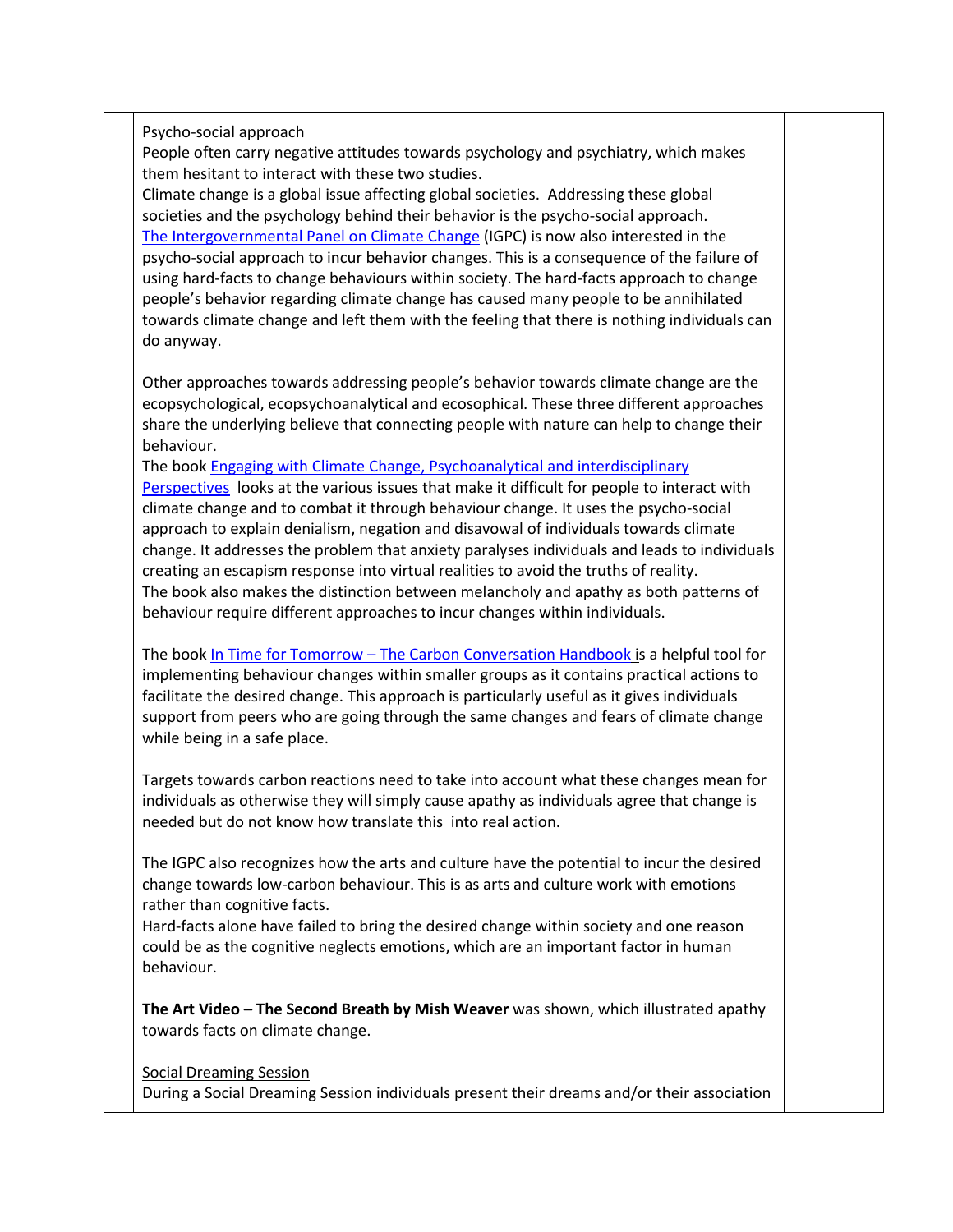Psycho-social approach

People often carry negative attitudes towards psychology and psychiatry, which makes them hesitant to interact with these two studies.

Climate change is a global issue affecting global societies. Addressing these global societies and the psychology behind their behavior is the psycho-social approach.

[The Intergovernmental Panel on Climate Change](#) (IGPC) is now also interested in the psycho-social approach to incur behavior changes. This is a consequence of the failure of using hard-facts to change behaviours within society. The hard-facts approach to change people's behavior regarding climate change has caused many people to be annihilated towards climate change and left them with the feeling that there is nothing individuals can do anyway.

Other approaches towards addressing people's behavior towards climate change are the ecopsychological, ecopsychoanalytical and ecosophical. These three different approaches share the underlying believe that connecting people with nature can help to change their behaviour.

The book [Engaging with Climate Change, Psychoanalytical and interdisciplinary Perspectives](#) looks at the various issues that make it difficult for people to interact with climate change and to combat it through behaviour change. It uses the psycho-social approach to explain denialism, negation and disavowal of individuals towards climate change. It addresses the problem that anxiety paralyses individuals and leads to individuals creating an escapism response into virtual realities to avoid the truths of reality.

The book also makes the distinction between melancholy and apathy as both patterns of behaviour require different approaches to incur changes within individuals.

The book [In Time for Tomorrow – The Carbon Conversation Handbook](#) is a helpful tool for implementing behaviour changes within smaller groups as it contains practical actions to facilitate the desired change. This approach is particularly useful as it gives individuals support from peers who are going through the same changes and fears of climate change while being in a safe place.

Targets towards carbon reactions need to take into account what these changes mean for individuals as otherwise they will simply cause apathy as individuals agree that change is needed but do not know how translate this into real action.

The IGPC also recognizes how the arts and culture have the potential to incur the desired change towards low-carbon behaviour. This is as arts and culture work with emotions rather than cognitive facts.

Hard-facts alone have failed to bring the desired change within society and one reason could be as the cognitive neglects emotions, which are an important factor in human behaviour.

**The Art Video – The Second Breath by Mish Weaver** was shown, which illustrated apathy towards facts on climate change.

Social Dreaming Session

During a Social Dreaming Session individuals present their dreams and/or their association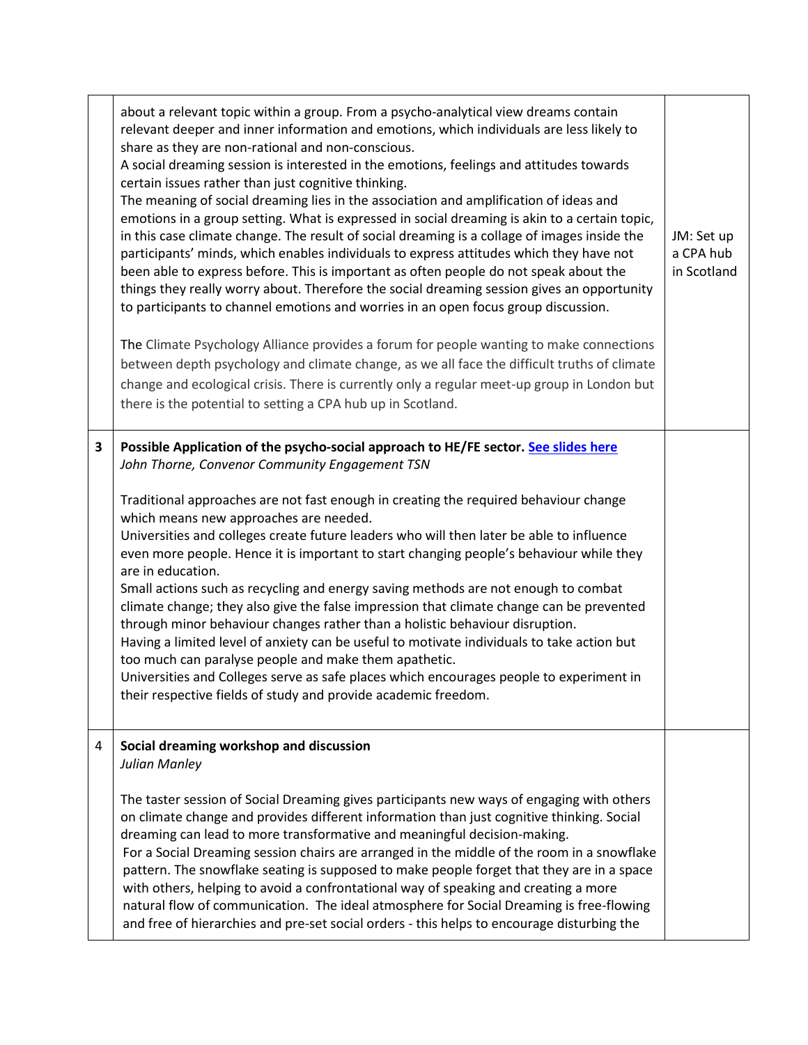| | | |
|---|---|---|
| | about a relevant topic within a group. From a psycho-analytical view dreams contain relevant deeper and inner information and emotions, which individuals are less likely to share as they are non-rational and non-conscious.<br>A social dreaming session is interested in the emotions, feelings and attitudes towards certain issues rather than just cognitive thinking.<br>The meaning of social dreaming lies in the association and amplification of ideas and emotions in a group setting. What is expressed in social dreaming is akin to a certain topic, in this case climate change. The result of social dreaming is a collage of images inside the participants' minds, which enables individuals to express attitudes which they have not been able to express before. This is important as often people do not speak about the things they really worry about. Therefore the social dreaming session gives an opportunity to participants to channel emotions and worries in an open focus group discussion.<br><br>The Climate Psychology Alliance provides a forum for people wanting to make connections between depth psychology and climate change, as we all face the difficult truths of climate change and ecological crisis. There is currently only a regular meet-up group in London but there is the potential to setting a CPA hub up in Scotland. | JM: Set up a CPA hub in Scotland |
| **3** | **Possible Application of the psycho-social approach to HE/FE sector. See slides here**<br>*John Thorne, Convenor Community Engagement TSN*<br><br>Traditional approaches are not fast enough in creating the required behaviour change which means new approaches are needed.<br>Universities and colleges create future leaders who will then later be able to influence even more people. Hence it is important to start changing people's behaviour while they are in education.<br>Small actions such as recycling and energy saving methods are not enough to combat climate change; they also give the false impression that climate change can be prevented through minor behaviour changes rather than a holistic behaviour disruption.<br>Having a limited level of anxiety can be useful to motivate individuals to take action but too much can paralyse people and make them apathetic.<br>Universities and Colleges serve as safe places which encourages people to experiment in their respective fields of study and provide academic freedom. | |
| 4 | **Social dreaming workshop and discussion**<br>*Julian Manley*<br><br>The taster session of Social Dreaming gives participants new ways of engaging with others on climate change and provides different information than just cognitive thinking. Social dreaming can lead to more transformative and meaningful decision-making.<br>For a Social Dreaming session chairs are arranged in the middle of the room in a snowflake pattern. The snowflake seating is supposed to make people forget that they are in a space with others, helping to avoid a confrontational way of speaking and creating a more natural flow of communication. The ideal atmosphere for Social Dreaming is free-flowing and free of hierarchies and pre-set social orders - this helps to encourage disturbing the | |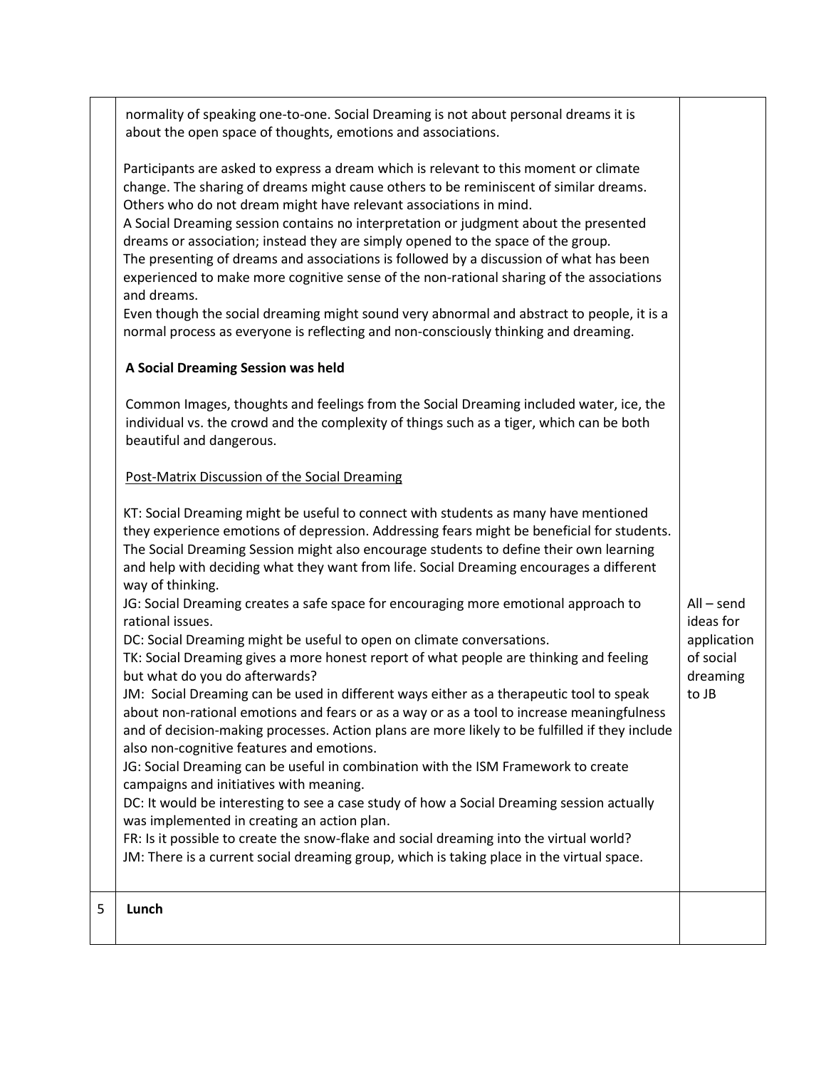| | | |
|---|---|---|
| | normality of speaking one-to-one. Social Dreaming is not about personal dreams it is about the open space of thoughts, emotions and associations.<br><br>Participants are asked to express a dream which is relevant to this moment or climate change. The sharing of dreams might cause others to be reminiscent of similar dreams. Others who do not dream might have relevant associations in mind.<br>A Social Dreaming session contains no interpretation or judgment about the presented dreams or association; instead they are simply opened to the space of the group.<br>The presenting of dreams and associations is followed by a discussion of what has been experienced to make more cognitive sense of the non-rational sharing of the associations and dreams.<br>Even though the social dreaming might sound very abnormal and abstract to people, it is a normal process as everyone is reflecting and non-consciously thinking and dreaming.<br><br>**A Social Dreaming Session was held**<br><br>Common Images, thoughts and feelings from the Social Dreaming included water, ice, the individual vs. the crowd and the complexity of things such as a tiger, which can be both beautiful and dangerous.<br><br><u>Post-Matrix Discussion of the Social Dreaming</u><br><br>KT: Social Dreaming might be useful to connect with students as many have mentioned they experience emotions of depression. Addressing fears might be beneficial for students. The Social Dreaming Session might also encourage students to define their own learning and help with deciding what they want from life. Social Dreaming encourages a different way of thinking.<br>JG: Social Dreaming creates a safe space for encouraging more emotional approach to rational issues.<br>DC: Social Dreaming might be useful to open on climate conversations.<br>TK: Social Dreaming gives a more honest report of what people are thinking and feeling but what do you do afterwards?<br>JM: Social Dreaming can be used in different ways either as a therapeutic tool to speak about non-rational emotions and fears or as a way or as a tool to increase meaningfulness and of decision-making processes. Action plans are more likely to be fulfilled if they include also non-cognitive features and emotions.<br>JG: Social Dreaming can be useful in combination with the ISM Framework to create campaigns and initiatives with meaning.<br>DC: It would be interesting to see a case study of how a Social Dreaming session actually was implemented in creating an action plan.<br>FR: Is it possible to create the snow-flake and social dreaming into the virtual world?<br>JM: There is a current social dreaming group, which is taking place in the virtual space. | All – send ideas for application of social dreaming to JB |
| 5 | **Lunch** | |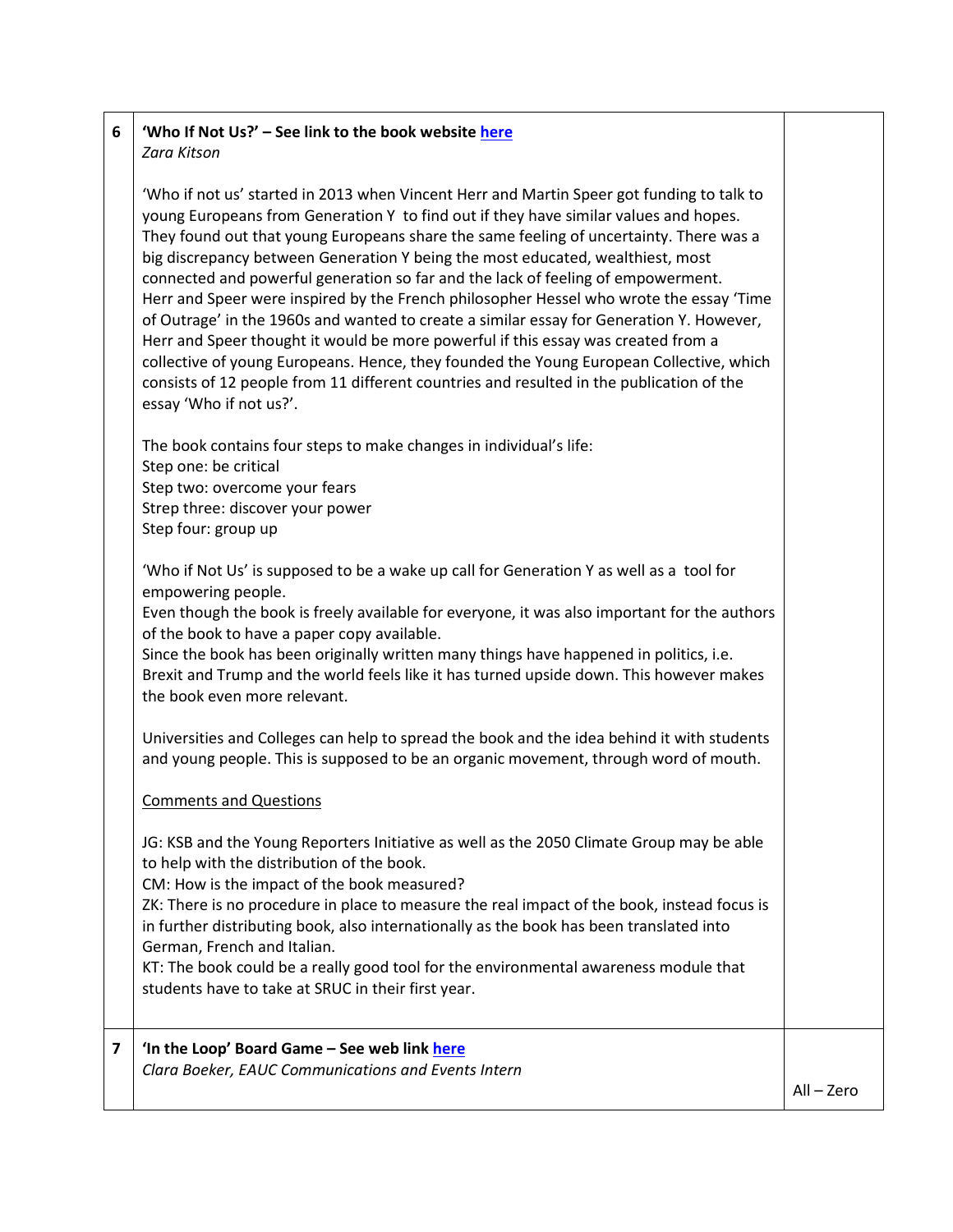| | | |
|---|---|---|
| 6 | **'Who If Not Us?' – See link to the book website [here](#)**<br>*Zara Kitson*<br><br>'Who if not us' started in 2013 when Vincent Herr and Martin Speer got funding to talk to young Europeans from Generation Y to find out if they have similar values and hopes. They found out that young Europeans share the same feeling of uncertainty. There was a big discrepancy between Generation Y being the most educated, wealthiest, most connected and powerful generation so far and the lack of feeling of empowerment. Herr and Speer were inspired by the French philosopher Hessel who wrote the essay 'Time of Outrage' in the 1960s and wanted to create a similar essay for Generation Y. However, Herr and Speer thought it would be more powerful if this essay was created from a collective of young Europeans. Hence, they founded the Young European Collective, which consists of 12 people from 11 different countries and resulted in the publication of the essay 'Who if not us?'.<br><br>The book contains four steps to make changes in individual's life:<br>Step one: be critical<br>Step two: overcome your fears<br>Strep three: discover your power<br>Step four: group up<br><br>'Who if Not Us' is supposed to be a wake up call for Generation Y as well as a tool for empowering people.<br>Even though the book is freely available for everyone, it was also important for the authors of the book to have a paper copy available.<br>Since the book has been originally written many things have happened in politics, i.e. Brexit and Trump and the world feels like it has turned upside down. This however makes the book even more relevant.<br><br>Universities and Colleges can help to spread the book and the idea behind it with students and young people. This is supposed to be an organic movement, through word of mouth.<br><br><u>Comments and Questions</u><br><br>JG: KSB and the Young Reporters Initiative as well as the 2050 Climate Group may be able to help with the distribution of the book.<br>CM: How is the impact of the book measured?<br>ZK: There is no procedure in place to measure the real impact of the book, instead focus is in further distributing book, also internationally as the book has been translated into German, French and Italian.<br>KT: The book could be a really good tool for the environmental awareness module that students have to take at SRUC in their first year. | |
| 7 | **'In the Loop' Board Game – See web link [here](#)**<br>*Clara Boeker, EAUC Communications and Events Intern* | All – Zero |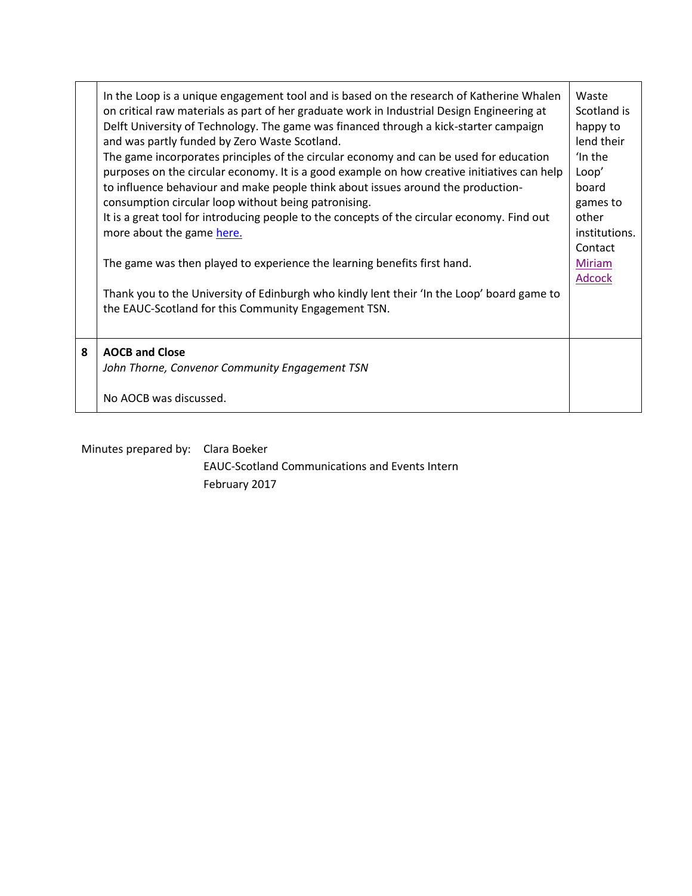| | | |
|---|---|---|
| | In the Loop is a unique engagement tool and is based on the research of Katherine Whalen on critical raw materials as part of her graduate work in Industrial Design Engineering at Delft University of Technology. The game was financed through a kick-starter campaign and was partly funded by Zero Waste Scotland.<br>The game incorporates principles of the circular economy and can be used for education purposes on the circular economy. It is a good example on how creative initiatives can help to influence behaviour and make people think about issues around the production-consumption circular loop without being patronising.<br>It is a great tool for introducing people to the concepts of the circular economy. Find out more about the game here.<br><br>The game was then played to experience the learning benefits first hand.<br><br>Thank you to the University of Edinburgh who kindly lent their 'In the Loop' board game to the EAUC-Scotland for this Community Engagement TSN. | Waste Scotland is happy to lend their 'In the Loop' board games to other institutions. Contact Miriam Adcock |
| **8** | **AOCB and Close**<br>*John Thorne, Convenor Community Engagement TSN*<br><br>No AOCB was discussed. | |

Minutes prepared by: Clara Boeker
EAUC-Scotland Communications and Events Intern
February 2017